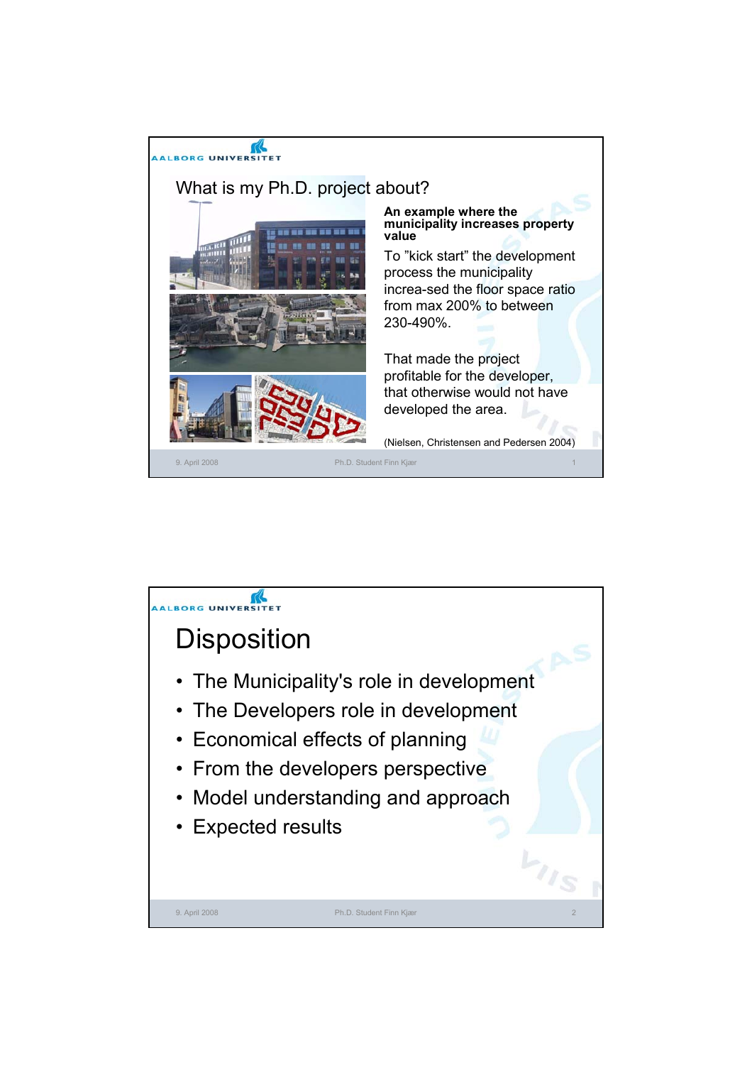## What is my Ph.D. project about?

**An example where the municipality increases property value**

To "kick start" the development process the municipality increa-sed the floor space ratio from max 200% to between 230-490%.

That made the project profitable for the developer, that otherwise would not have developed the area.

(Nielsen, Christensen and Pedersen 2004)

## Disposition

- The Municipality's role in development
- The Developers role in development
- Economical effects of planning
- From the developers perspective
- Model understanding and approach
- Expected results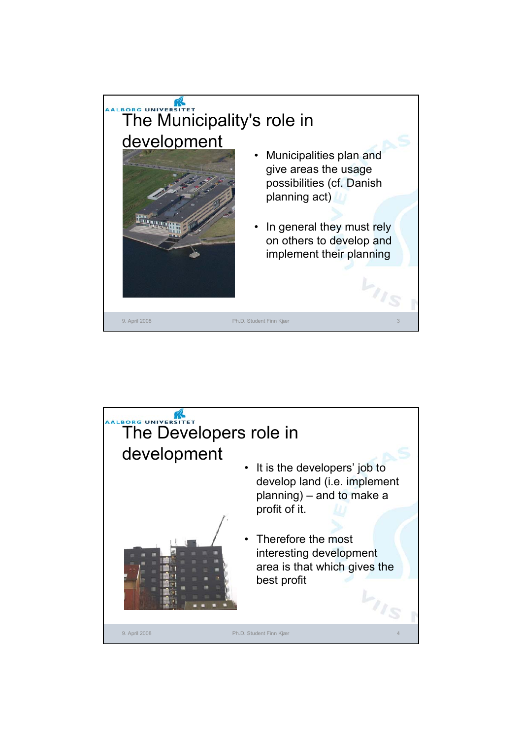## The Municipality's role in development

- Municipalities plan and give areas the usage possibilities (cf. Danish planning act)
- In general they must rely on others to develop and implement their planning

## The Developers role in development

- It is the developers' job to develop land (i.e. implement planning) – and to make a profit of it.
- Therefore the most interesting development area is that which gives the best profit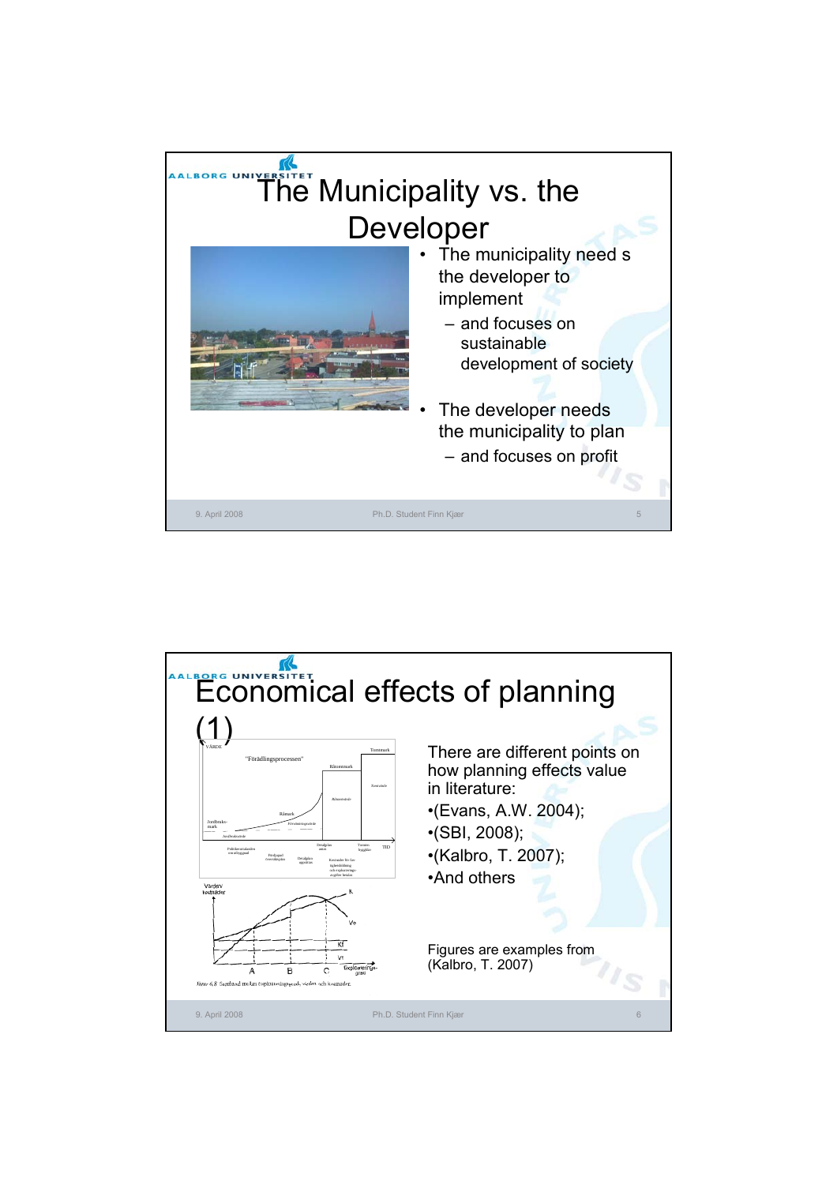# The Municipality vs. the Developer

- The municipality need s the developer to implement
  - and focuses on sustainable development of society
- The developer needs the municipality to plan
  - and focuses on profit

# Economical effects of planning (1)

There are different points on how planning effects value in literature:

•(Evans, A.W. 2004);

•(SBI, 2008);

•(Kalbro, T. 2007);

•And others

Figures are examples from (Kalbro, T. 2007)

Figur 6.8 Samband mellan exploateringsgrad, värden och kostnader.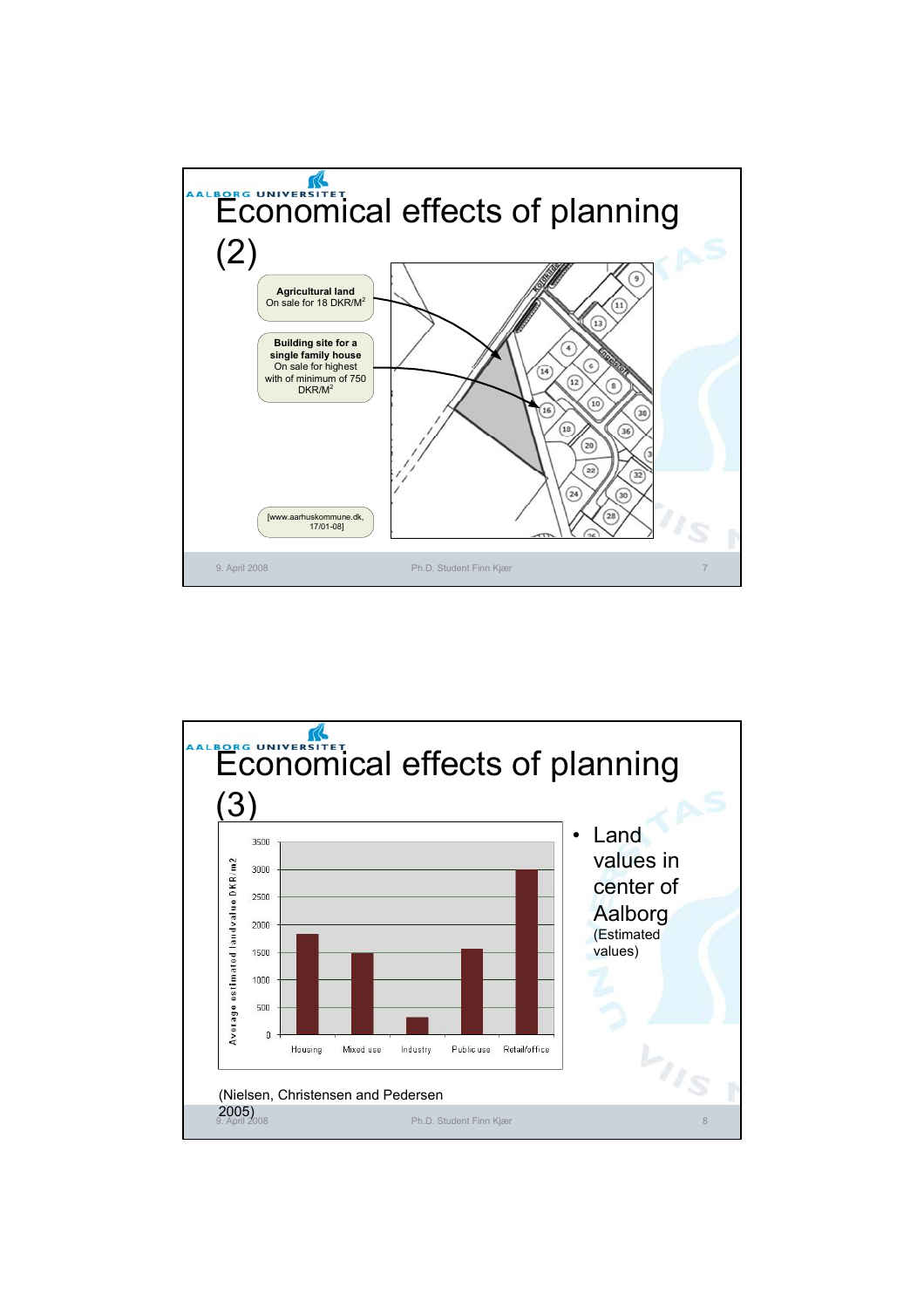# Economical effects of planning (2)

**Agricultural land**
On sale for 18 DKR/M$^2$

**Building site for a single family house**
On sale for highest with of minimum of 750 DKR/M$^2$

[www.aarhuskommune.dk, 17/01-08]

# Economical effects of planning (3)

| | Housing | Mixed use | Industry | Public use | Retail/office |
|---|---|---|---|---|---|
| Average estimated landvalue DKR/m2 | ~1800 | ~1500 | ~300 | ~1550 | ~3000 |

- Land values in center of Aalborg (Estimated values)

(Nielsen, Christensen and Pedersen 2005)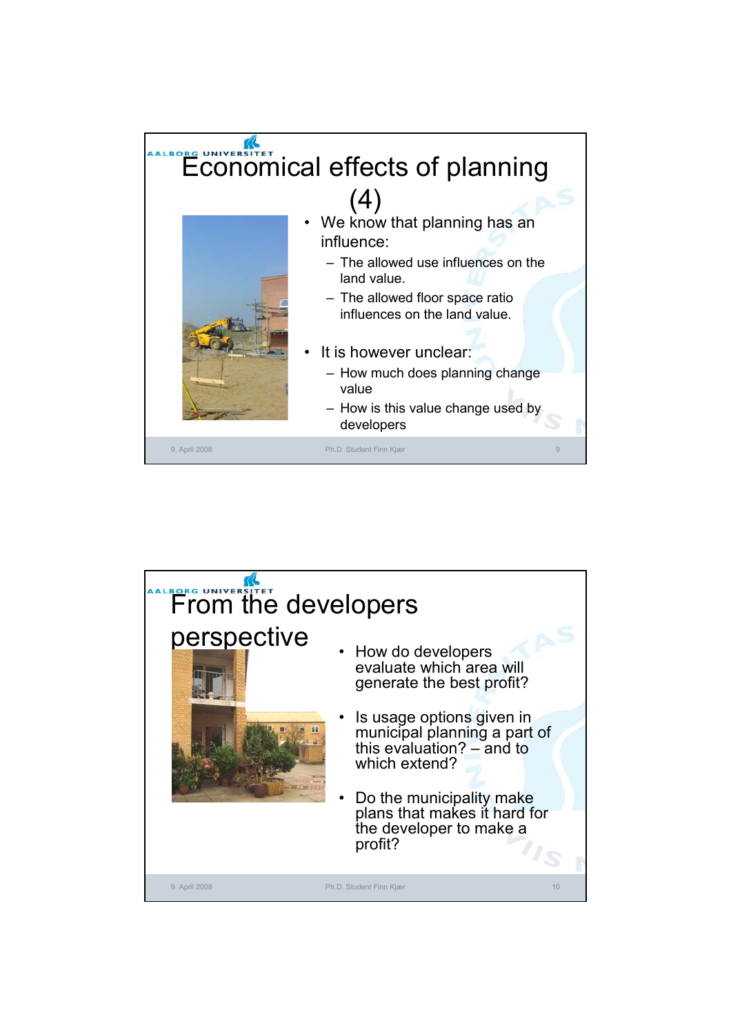# Economical effects of planning (4)

- We know that planning has an influence:
  - The allowed use influences on the land value.
  - The allowed floor space ratio influences on the land value.
- It is however unclear:
  - How much does planning change value
  - How is this value change used by developers

# From the developers perspective

- How do developers evaluate which area will generate the best profit?
- Is usage options given in municipal planning a part of this evaluation? – and to which extend?
- Do the municipality make plans that makes it hard for the developer to make a profit?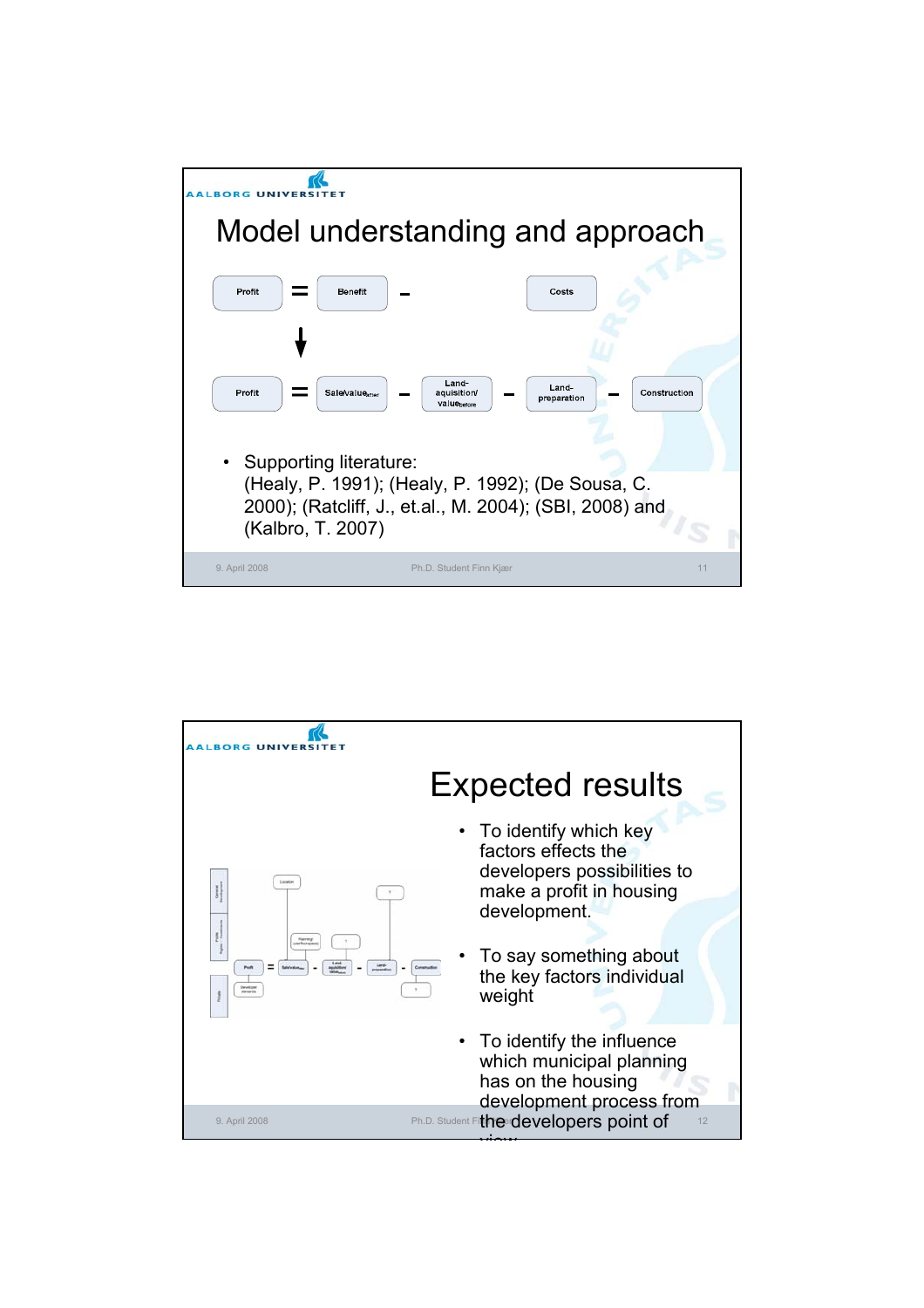## Model understanding and approach

Profit = Benefit – Costs

↓

Profit = Salevalue$_{after}$ – Land-aquisition/ value$_{before}$ – Land-preparation – Construction

- Supporting literature:
  (Healy, P. 1991); (Healy, P. 1992); (De Sousa, C. 2000); (Ratcliff, J., et.al., M. 2004); (SBI, 2008) and (Kalbro, T. 2007)

## Expected results

- To identify which key factors effects the developers possibilities to make a profit in housing development.
- To say something about the key factors individual weight
- To identify the influence which municipal planning has on the housing development process from the developers point of view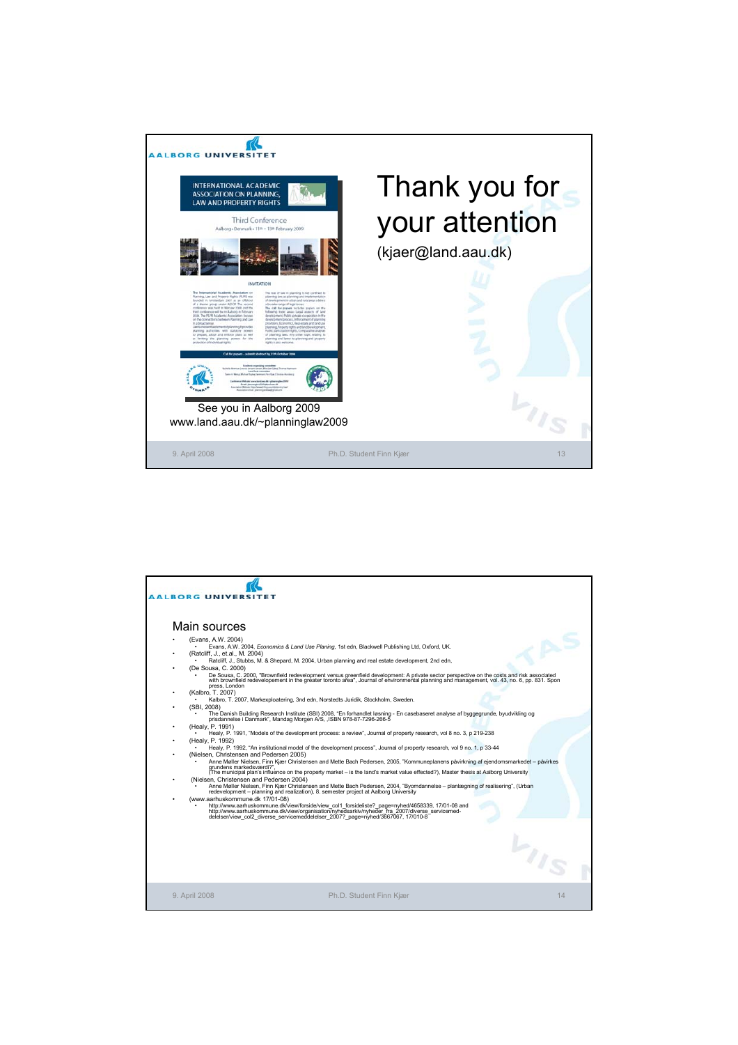# Thank you for your attention

(kjaer@land.aau.dk)

INTERNATIONAL ACADEMIC ASSOCIATION ON PLANNING, LAW AND PROPERTY RIGHTS

Third Conference

See you in Aalborg 2009
www.land.aau.dk/~planninglaw2009

## Main sources

- (Evans, A.W. 2004)
  - Evans, A.W. 2004, *Economics & Land Use Planing*, 1st edn, Blackwell Publishing Ltd, Oxford, UK.
- (Ratcliff, J., et.al., M. 2004)
  - Ratcliff, J., Stubbs, M. & Shepard, M. 2004, Urban planning and real estate development, 2nd edn,
- (De Sousa, C. 2000)
  - De Sousa, C. 2000, "Brownfield redevelopment versus greenfield development: A private sector perspective on the costs and risk associated with brownfield redevelopement in the greater toronto area", Journal of environmental planning and management, vol. 43, no. 6, pp. 831. Spon press, London
- (Kalbro, T. 2007)
  - Kalbro, T. 2007, Markexploatering, 3nd edn, Norstedts Juridik, Stockholm, Sweden.
- (SBI, 2008)
  - The Danish Building Research Institute (SBI) 2008, "En forhandlet løsning - En casebaseret analyse af byggegrunde, byudvikling og prisdannelse i Danmark", Mandag Morgen A/S, ,ISBN 978-87-7296-266-5
- (Healy, P. 1991)
  - Healy, P. 1991, "Models of the development process: a review", Journal of property research, vol 8 no. 3, p 219-238
- (Healy, P. 1992)
  - Healy, P. 1992, "An institutional model of the development process", Journal of property research, vol 9 no. 1, p 33-44
- (Nielsen, Christensen and Pedersen 2005)
  - Anne Møller Nielsen, Finn Kjær Christensen and Mette Bach Pedersen, 2005, "Kommuneplanens påvirkning af ejendomsmarkedet – påvirkes grundens markedsværdi?", (The municipal plan's influence on the property market – is the land's market value effected?), Master thesis at Aalborg University
- (Nielsen, Christensen and Pedersen 2004)
  - Anne Møller Nielsen, Finn Kjær Christensen and Mette Bach Pedersen, 2004, "Byomdannelse – planlægning af realisering", (Urban redevelopment – planning and realization), 8. semester project at Aalborg University
- (www.aarhuskommune.dk 17/01-08)
  - http://www.aarhuskommune.dk/view/forside/view_col1_forsideliste?_page=nyhed/4658339, 17/01-08 and http://www.aarhuskommune.dk/view/organisation/nyhedsarkiv/nyheder_fra_2007/diverse_servicemed-delelser/view_col2_diverse_servicemeddelelser_2007?_page=nyhed/3667067, 17/010-8